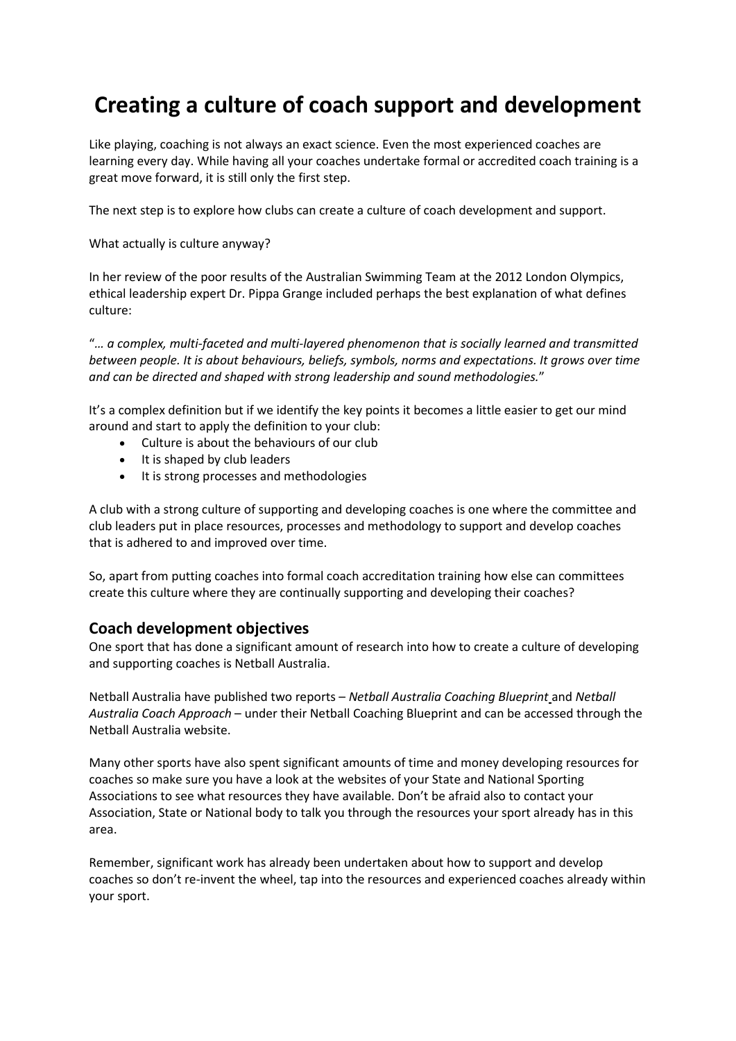# Creating a culture of coach support and development

Like playing, coaching is not always an exact science. Even the most experienced coaches are learning every day. While having all your coaches undertake formal or accredited coach training is a great move forward, it is still only the first step.

The next step is to explore how clubs can create a culture of coach development and support.

What actually is culture anyway?

In her review of the poor results of the Australian Swimming Team at the 2012 London Olympics, ethical leadership expert Dr. Pippa Grange included perhaps the best explanation of what defines culture:

"*… a complex, multi-faceted and multi-layered phenomenon that is socially learned and transmitted between people. It is about behaviours, beliefs, symbols, norms and expectations. It grows over time and can be directed and shaped with strong leadership and sound methodologies.*"

It's a complex definition but if we identify the key points it becomes a little easier to get our mind around and start to apply the definition to your club:

- Culture is about the behaviours of our club
- It is shaped by club leaders
- It is strong processes and methodologies

A club with a strong culture of supporting and developing coaches is one where the committee and club leaders put in place resources, processes and methodology to support and develop coaches that is adhered to and improved over time.

So, apart from putting coaches into formal coach accreditation training how else can committees create this culture where they are continually supporting and developing their coaches?

## Coach development objectives

One sport that has done a significant amount of research into how to create a culture of developing and supporting coaches is Netball Australia.

Netball Australia have published two reports – *Netball Australia Coaching Blueprint* and *Netball Australia Coach Approach* – under their Netball Coaching Blueprint and can be accessed through the Netball Australia website.

Many other sports have also spent significant amounts of time and money developing resources for coaches so make sure you have a look at the websites of your State and National Sporting Associations to see what resources they have available. Don't be afraid also to contact your Association, State or National body to talk you through the resources your sport already has in this area.

Remember, significant work has already been undertaken about how to support and develop coaches so don't re-invent the wheel, tap into the resources and experienced coaches already within your sport.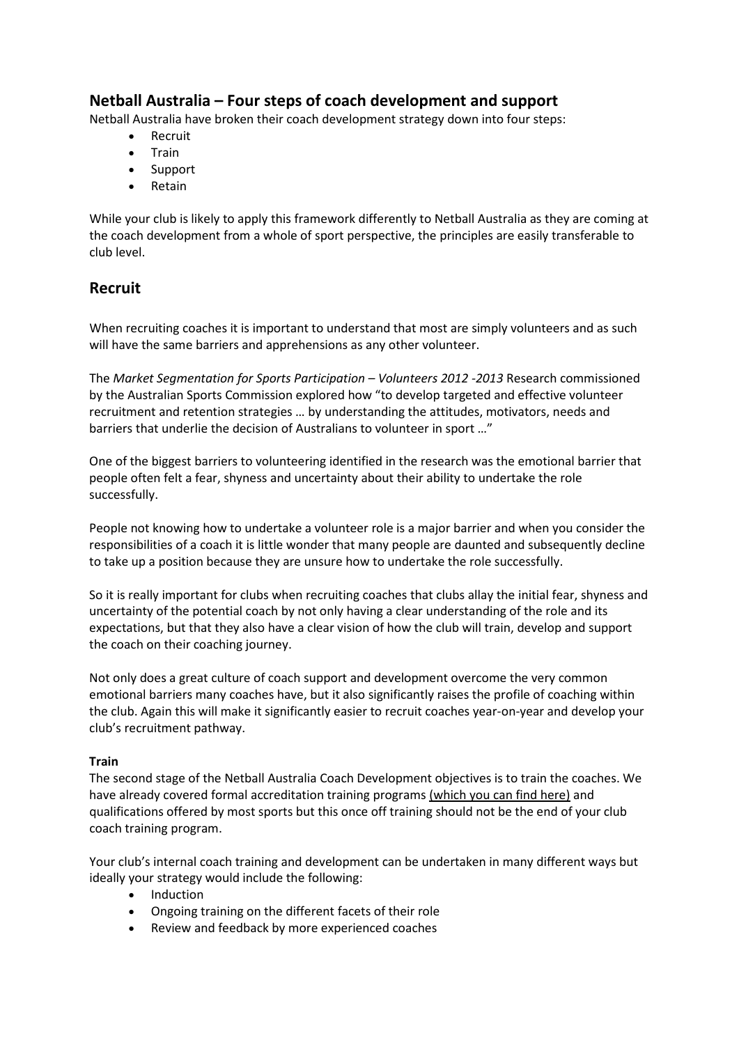## Netball Australia – Four steps of coach development and support

Netball Australia have broken their coach development strategy down into four steps:

- Recruit
- Train
- Support
- Retain

While your club is likely to apply this framework differently to Netball Australia as they are coming at the coach development from a whole of sport perspective, the principles are easily transferable to club level.

## Recruit

When recruiting coaches it is important to understand that most are simply volunteers and as such will have the same barriers and apprehensions as any other volunteer.

The *Market Segmentation for Sports Participation – Volunteers 2012 -2013* Research commissioned by the Australian Sports Commission explored how "to develop targeted and effective volunteer recruitment and retention strategies … by understanding the attitudes, motivators, needs and barriers that underlie the decision of Australians to volunteer in sport …"

One of the biggest barriers to volunteering identified in the research was the emotional barrier that people often felt a fear, shyness and uncertainty about their ability to undertake the role successfully.

People not knowing how to undertake a volunteer role is a major barrier and when you consider the responsibilities of a coach it is little wonder that many people are daunted and subsequently decline to take up a position because they are unsure how to undertake the role successfully.

So it is really important for clubs when recruiting coaches that clubs allay the initial fear, shyness and uncertainty of the potential coach by not only having a clear understanding of the role and its expectations, but that they also have a clear vision of how the club will train, develop and support the coach on their coaching journey.

Not only does a great culture of coach support and development overcome the very common emotional barriers many coaches have, but it also significantly raises the profile of coaching within the club. Again this will make it significantly easier to recruit coaches year-on-year and develop your club's recruitment pathway.

**Train**

The second stage of the Netball Australia Coach Development objectives is to train the coaches. We have already covered formal accreditation training programs (which you can find here) and qualifications offered by most sports but this once off training should not be the end of your club coach training program.

Your club's internal coach training and development can be undertaken in many different ways but ideally your strategy would include the following:

- Induction
- Ongoing training on the different facets of their role
- Review and feedback by more experienced coaches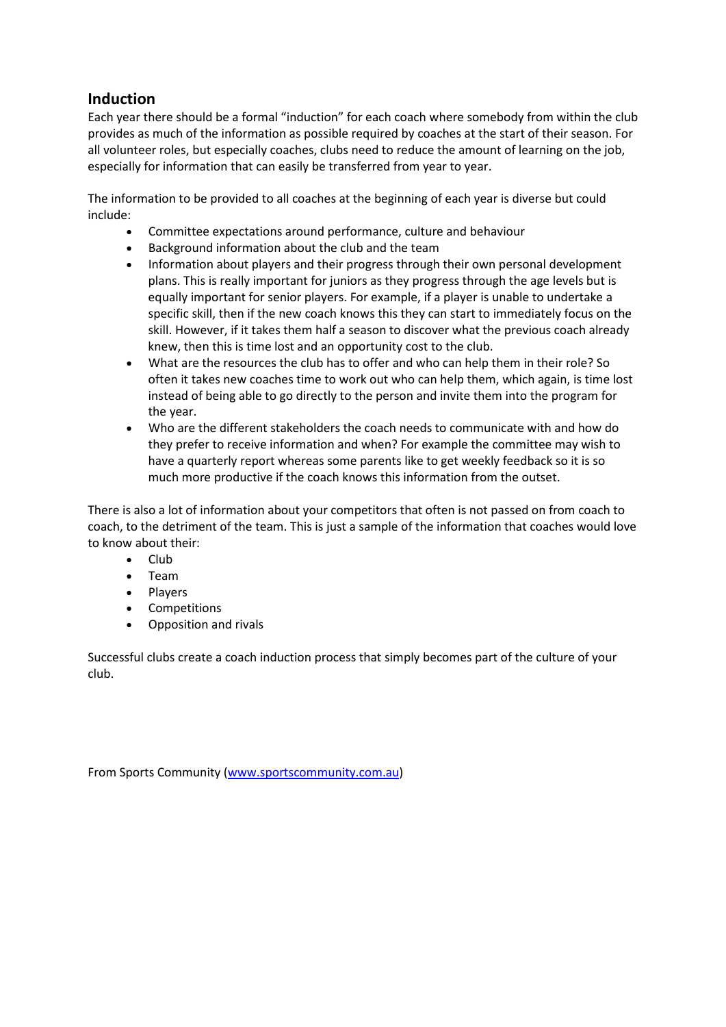## Induction

Each year there should be a formal "induction" for each coach where somebody from within the club provides as much of the information as possible required by coaches at the start of their season. For all volunteer roles, but especially coaches, clubs need to reduce the amount of learning on the job, especially for information that can easily be transferred from year to year.

The information to be provided to all coaches at the beginning of each year is diverse but could include:

- Committee expectations around performance, culture and behaviour
- Background information about the club and the team
- Information about players and their progress through their own personal development plans. This is really important for juniors as they progress through the age levels but is equally important for senior players. For example, if a player is unable to undertake a specific skill, then if the new coach knows this they can start to immediately focus on the skill. However, if it takes them half a season to discover what the previous coach already knew, then this is time lost and an opportunity cost to the club.
- What are the resources the club has to offer and who can help them in their role? So often it takes new coaches time to work out who can help them, which again, is time lost instead of being able to go directly to the person and invite them into the program for the year.
- Who are the different stakeholders the coach needs to communicate with and how do they prefer to receive information and when? For example the committee may wish to have a quarterly report whereas some parents like to get weekly feedback so it is so much more productive if the coach knows this information from the outset.

There is also a lot of information about your competitors that often is not passed on from coach to coach, to the detriment of the team. This is just a sample of the information that coaches would love to know about their:

- Club
- Team
- Players
- Competitions
- Opposition and rivals

Successful clubs create a coach induction process that simply becomes part of the culture of your club.

From Sports Community (www.sportscommunity.com.au)